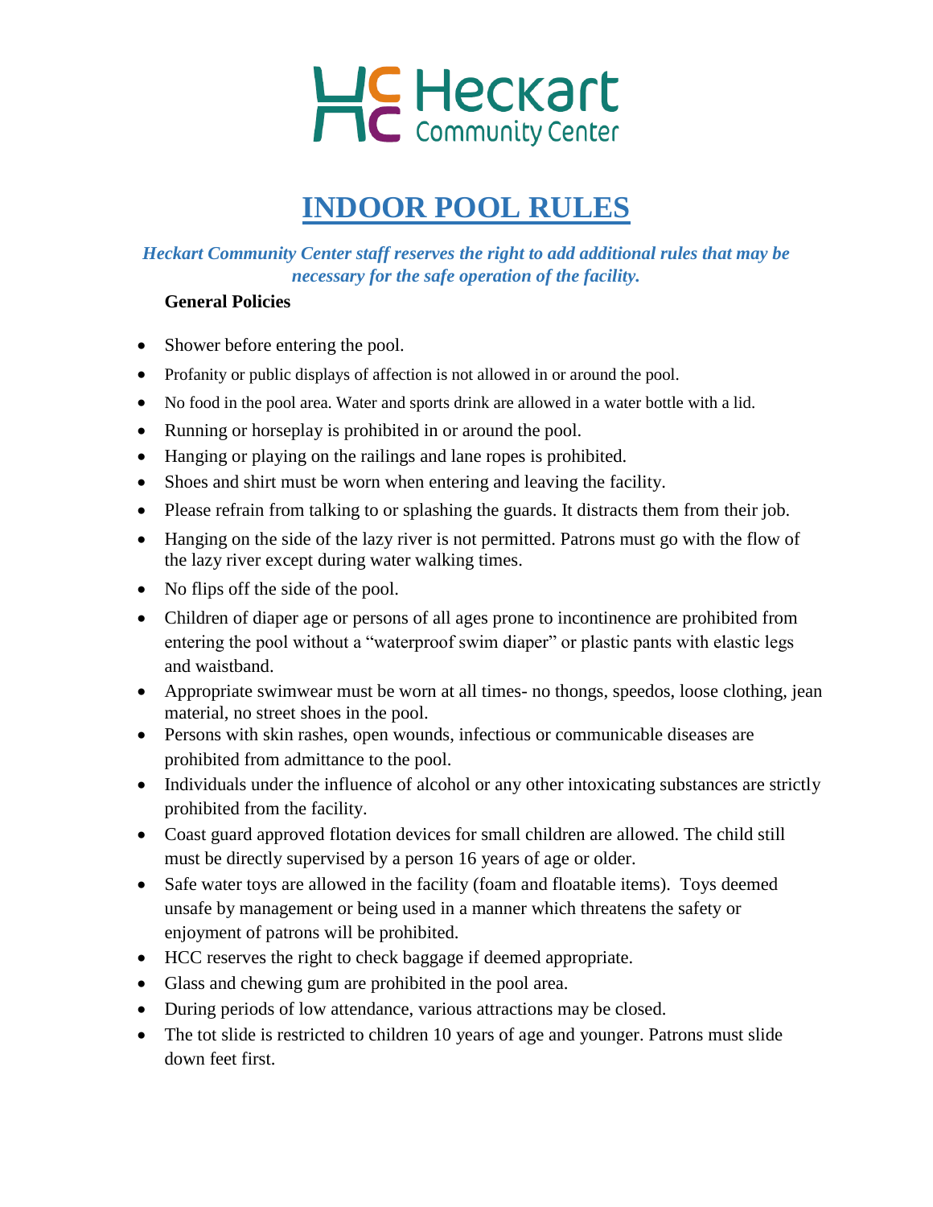Heckart Community Center

# INDOOR POOL RULES

***Heckart Community Center staff reserves the right to add additional rules that may be necessary for the safe operation of the facility.***

**General Policies**

- Shower before entering the pool.
- Profanity or public displays of affection is not allowed in or around the pool.
- No food in the pool area. Water and sports drink are allowed in a water bottle with a lid.
- Running or horseplay is prohibited in or around the pool.
- Hanging or playing on the railings and lane ropes is prohibited.
- Shoes and shirt must be worn when entering and leaving the facility.
- Please refrain from talking to or splashing the guards. It distracts them from their job.
- Hanging on the side of the lazy river is not permitted. Patrons must go with the flow of the lazy river except during water walking times.
- No flips off the side of the pool.
- Children of diaper age or persons of all ages prone to incontinence are prohibited from entering the pool without a "waterproof swim diaper" or plastic pants with elastic legs and waistband.
- Appropriate swimwear must be worn at all times- no thongs, speedos, loose clothing, jean material, no street shoes in the pool.
- Persons with skin rashes, open wounds, infectious or communicable diseases are prohibited from admittance to the pool.
- Individuals under the influence of alcohol or any other intoxicating substances are strictly prohibited from the facility.
- Coast guard approved flotation devices for small children are allowed. The child still must be directly supervised by a person 16 years of age or older.
- Safe water toys are allowed in the facility (foam and floatable items). Toys deemed unsafe by management or being used in a manner which threatens the safety or enjoyment of patrons will be prohibited.
- HCC reserves the right to check baggage if deemed appropriate.
- Glass and chewing gum are prohibited in the pool area.
- During periods of low attendance, various attractions may be closed.
- The tot slide is restricted to children 10 years of age and younger. Patrons must slide down feet first.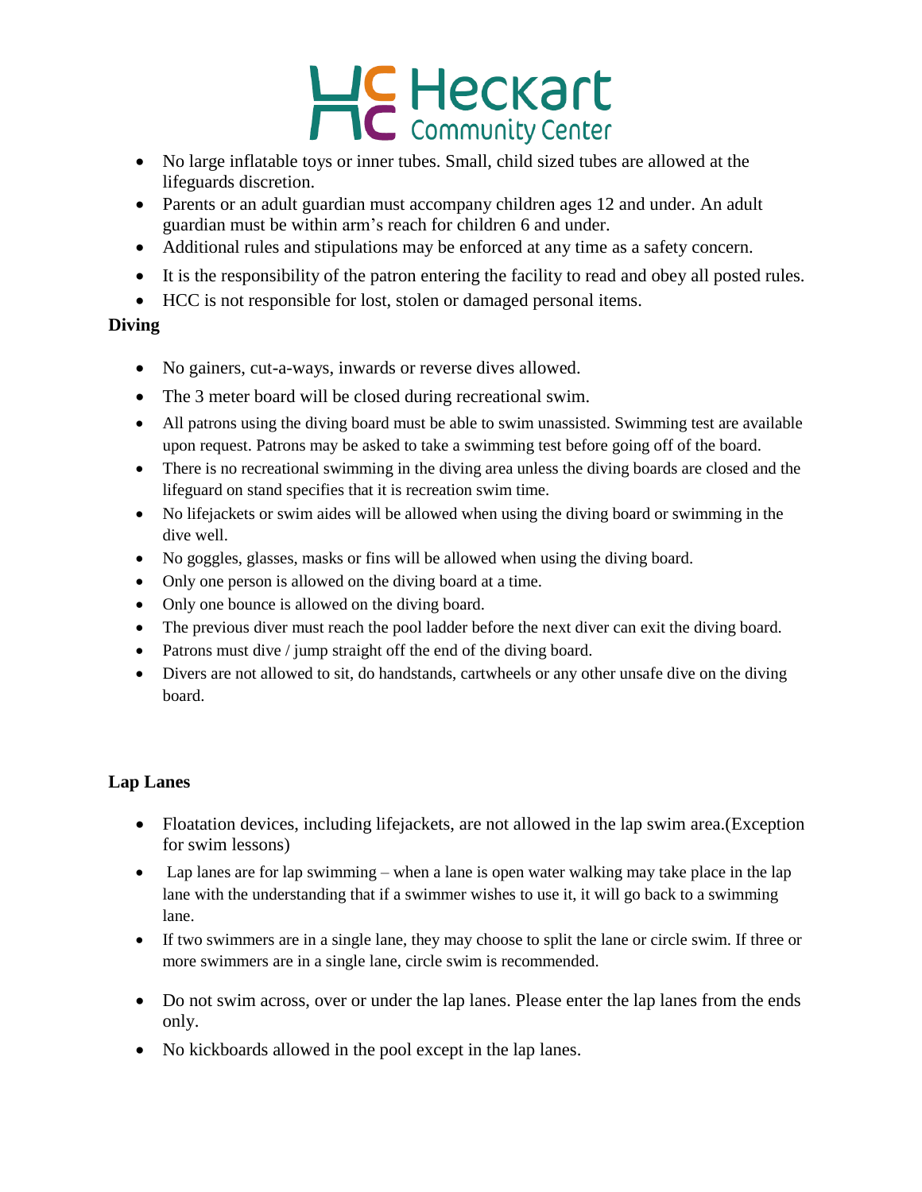- No large inflatable toys or inner tubes. Small, child sized tubes are allowed at the lifeguards discretion.
- Parents or an adult guardian must accompany children ages 12 and under. An adult guardian must be within arm's reach for children 6 and under.
- Additional rules and stipulations may be enforced at any time as a safety concern.
- It is the responsibility of the patron entering the facility to read and obey all posted rules.
- HCC is not responsible for lost, stolen or damaged personal items.

**Diving**

- No gainers, cut-a-ways, inwards or reverse dives allowed.
- The 3 meter board will be closed during recreational swim.
- All patrons using the diving board must be able to swim unassisted. Swimming test are available upon request. Patrons may be asked to take a swimming test before going off of the board.
- There is no recreational swimming in the diving area unless the diving boards are closed and the lifeguard on stand specifies that it is recreation swim time.
- No lifejackets or swim aides will be allowed when using the diving board or swimming in the dive well.
- No goggles, glasses, masks or fins will be allowed when using the diving board.
- Only one person is allowed on the diving board at a time.
- Only one bounce is allowed on the diving board.
- The previous diver must reach the pool ladder before the next diver can exit the diving board.
- Patrons must dive / jump straight off the end of the diving board.
- Divers are not allowed to sit, do handstands, cartwheels or any other unsafe dive on the diving board.

**Lap Lanes**

- Floatation devices, including lifejackets, are not allowed in the lap swim area.(Exception for swim lessons)
- Lap lanes are for lap swimming – when a lane is open water walking may take place in the lap lane with the understanding that if a swimmer wishes to use it, it will go back to a swimming lane.
- If two swimmers are in a single lane, they may choose to split the lane or circle swim. If three or more swimmers are in a single lane, circle swim is recommended.
- Do not swim across, over or under the lap lanes. Please enter the lap lanes from the ends only.
- No kickboards allowed in the pool except in the lap lanes.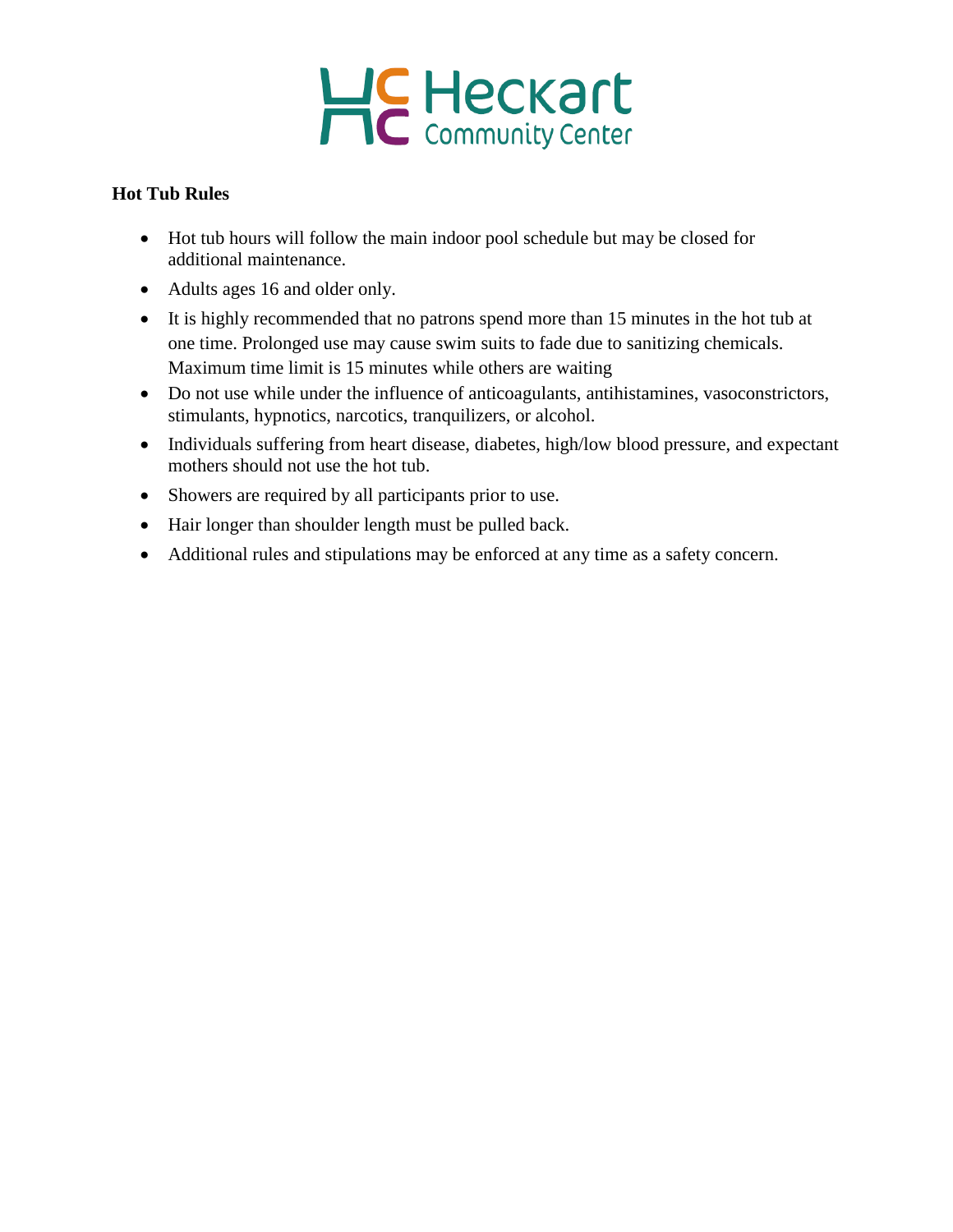Heckart Community Center

**Hot Tub Rules**

- Hot tub hours will follow the main indoor pool schedule but may be closed for additional maintenance.
- Adults ages 16 and older only.
- It is highly recommended that no patrons spend more than 15 minutes in the hot tub at one time. Prolonged use may cause swim suits to fade due to sanitizing chemicals. Maximum time limit is 15 minutes while others are waiting
- Do not use while under the influence of anticoagulants, antihistamines, vasoconstrictors, stimulants, hypnotics, narcotics, tranquilizers, or alcohol.
- Individuals suffering from heart disease, diabetes, high/low blood pressure, and expectant mothers should not use the hot tub.
- Showers are required by all participants prior to use.
- Hair longer than shoulder length must be pulled back.
- Additional rules and stipulations may be enforced at any time as a safety concern.